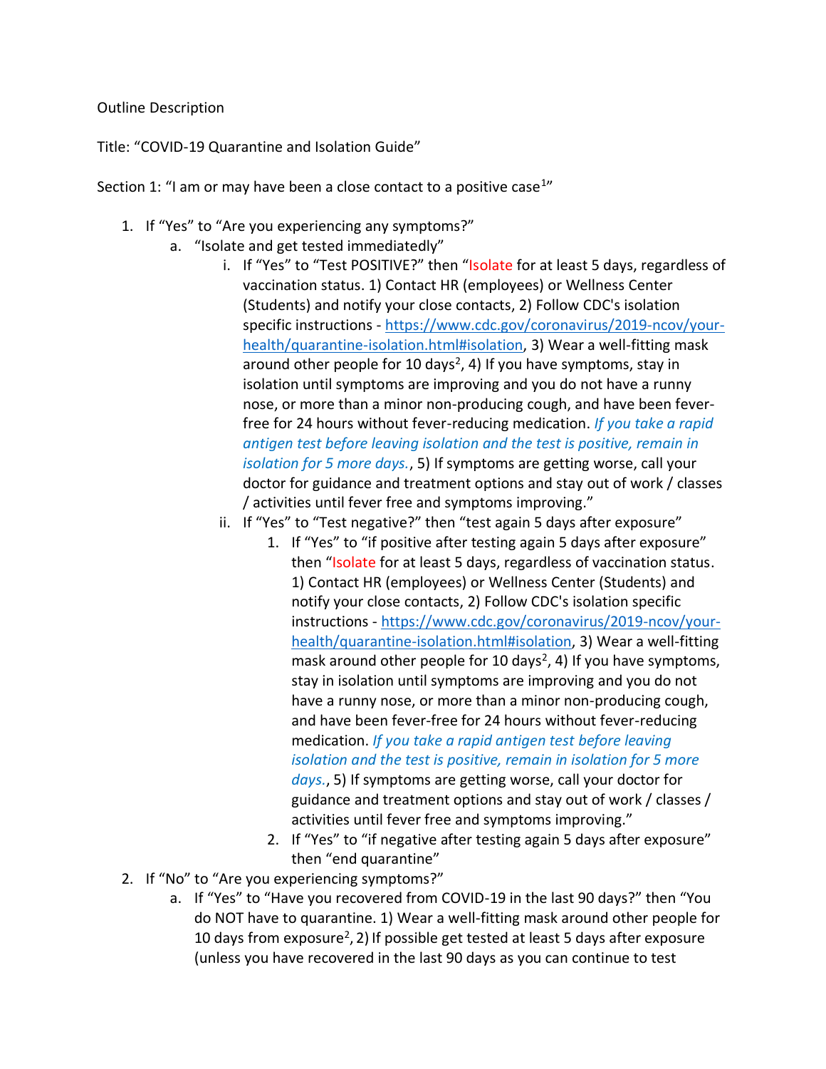Outline Description

Title: "COVID-19 Quarantine and Isolation Guide"

Section 1: "I am or may have been a close contact to a positive case[1]"

1. If "Yes" to "Are you experiencing any symptoms?"
   a. "Isolate and get tested immediatedly"
      i. If "Yes" to "Test POSITIVE?" then "Isolate for at least 5 days, regardless of vaccination status. 1) Contact HR (employees) or Wellness Center (Students) and notify your close contacts, 2) Follow CDC's isolation specific instructions - https://www.cdc.gov/coronavirus/2019-ncov/your-health/quarantine-isolation.html#isolation, 3) Wear a well-fitting mask around other people for 10 days[2], 4) If you have symptoms, stay in isolation until symptoms are improving and you do not have a runny nose, or more than a minor non-producing cough, and have been fever-free for 24 hours without fever-reducing medication. *If you take a rapid antigen test before leaving isolation and the test is positive, remain in isolation for 5 more days.*, 5) If symptoms are getting worse, call your doctor for guidance and treatment options and stay out of work / classes / activities until fever free and symptoms improving."
      ii. If "Yes" to "Test negative?" then "test again 5 days after exposure"
         1. If "Yes" to "if positive after testing again 5 days after exposure" then "Isolate for at least 5 days, regardless of vaccination status. 1) Contact HR (employees) or Wellness Center (Students) and notify your close contacts, 2) Follow CDC's isolation specific instructions - https://www.cdc.gov/coronavirus/2019-ncov/your-health/quarantine-isolation.html#isolation, 3) Wear a well-fitting mask around other people for 10 days[2], 4) If you have symptoms, stay in isolation until symptoms are improving and you do not have a runny nose, or more than a minor non-producing cough, and have been fever-free for 24 hours without fever-reducing medication. *If you take a rapid antigen test before leaving isolation and the test is positive, remain in isolation for 5 more days.*, 5) If symptoms are getting worse, call your doctor for guidance and treatment options and stay out of work / classes / activities until fever free and symptoms improving."
         2. If "Yes" to "if negative after testing again 5 days after exposure" then "end quarantine"
2. If "No" to "Are you experiencing symptoms?"
   a. If "Yes" to "Have you recovered from COVID-19 in the last 90 days?" then "You do NOT have to quarantine. 1) Wear a well-fitting mask around other people for 10 days from exposure[2], 2) If possible get tested at least 5 days after exposure (unless you have recovered in the last 90 days as you can continue to test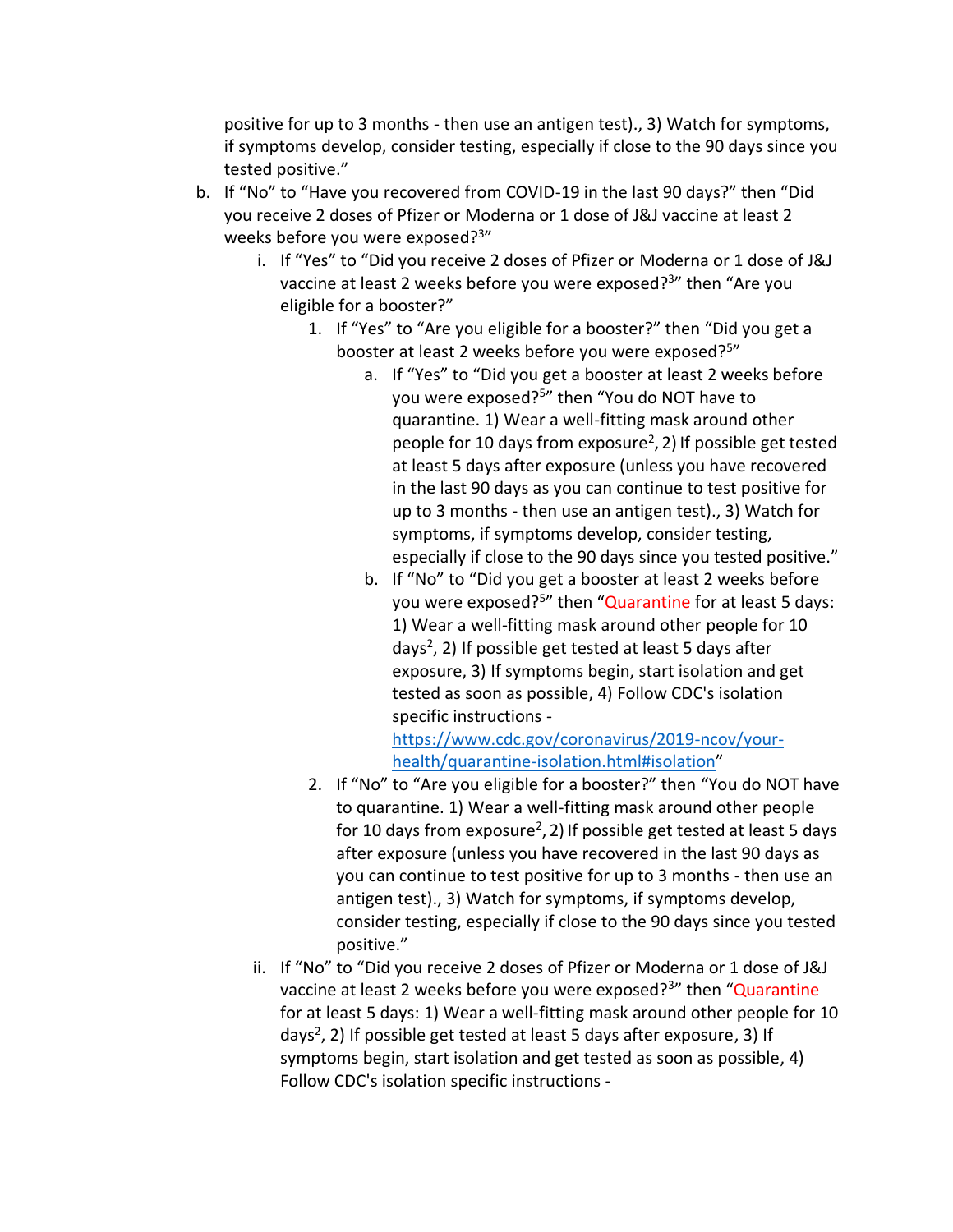positive for up to 3 months - then use an antigen test)., 3) Watch for symptoms, if symptoms develop, consider testing, especially if close to the 90 days since you tested positive."

b. If "No" to "Have you recovered from COVID-19 in the last 90 days?" then "Did you receive 2 doses of Pfizer or Moderna or 1 dose of J&J vaccine at least 2 weeks before you were exposed?[3]"

   i. If "Yes" to "Did you receive 2 doses of Pfizer or Moderna or 1 dose of J&J vaccine at least 2 weeks before you were exposed?[3]" then "Are you eligible for a booster?"

      1. If "Yes" to "Are you eligible for a booster?" then "Did you get a booster at least 2 weeks before you were exposed?[5]"

         a. If "Yes" to "Did you get a booster at least 2 weeks before you were exposed?[5]" then "You do NOT have to quarantine. 1) Wear a well-fitting mask around other people for 10 days from exposure[2], 2) If possible get tested at least 5 days after exposure (unless you have recovered in the last 90 days as you can continue to test positive for up to 3 months - then use an antigen test)., 3) Watch for symptoms, if symptoms develop, consider testing, especially if close to the 90 days since you tested positive."

         b. If "No" to "Did you get a booster at least 2 weeks before you were exposed?[5]" then "Quarantine for at least 5 days: 1) Wear a well-fitting mask around other people for 10 days[2], 2) If possible get tested at least 5 days after exposure, 3) If symptoms begin, start isolation and get tested as soon as possible, 4) Follow CDC's isolation specific instructions - https://www.cdc.gov/coronavirus/2019-ncov/your-health/quarantine-isolation.html#isolation"

      2. If "No" to "Are you eligible for a booster?" then "You do NOT have to quarantine. 1) Wear a well-fitting mask around other people for 10 days from exposure[2], 2) If possible get tested at least 5 days after exposure (unless you have recovered in the last 90 days as you can continue to test positive for up to 3 months - then use an antigen test)., 3) Watch for symptoms, if symptoms develop, consider testing, especially if close to the 90 days since you tested positive."

   ii. If "No" to "Did you receive 2 doses of Pfizer or Moderna or 1 dose of J&J vaccine at least 2 weeks before you were exposed?[3]" then "Quarantine for at least 5 days: 1) Wear a well-fitting mask around other people for 10 days[2], 2) If possible get tested at least 5 days after exposure, 3) If symptoms begin, start isolation and get tested as soon as possible, 4) Follow CDC's isolation specific instructions -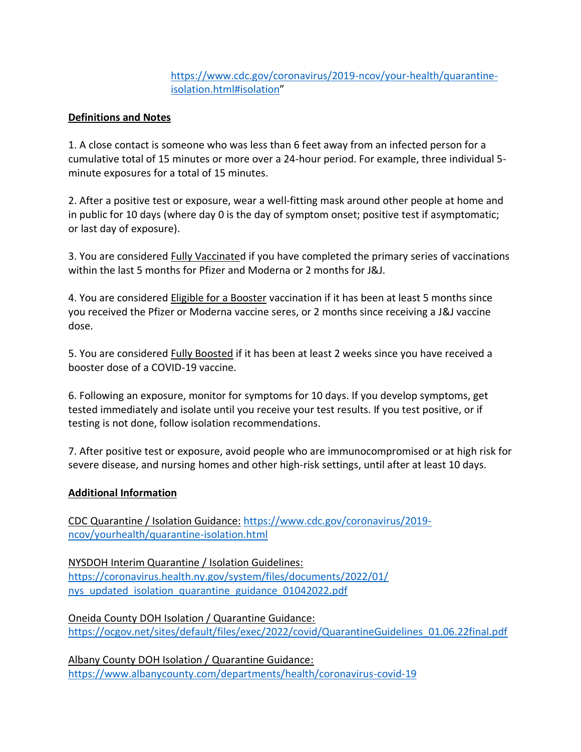https://www.cdc.gov/coronavirus/2019-ncov/your-health/quarantine-isolation.html#isolation"

**Definitions and Notes**

1. A close contact is someone who was less than 6 feet away from an infected person for a cumulative total of 15 minutes or more over a 24-hour period. For example, three individual 5-minute exposures for a total of 15 minutes.

2. After a positive test or exposure, wear a well-fitting mask around other people at home and in public for 10 days (where day 0 is the day of symptom onset; positive test if asymptomatic; or last day of exposure).

3. You are considered Fully Vaccinated if you have completed the primary series of vaccinations within the last 5 months for Pfizer and Moderna or 2 months for J&J.

4. You are considered Eligible for a Booster vaccination if it has been at least 5 months since you received the Pfizer or Moderna vaccine seres, or 2 months since receiving a J&J vaccine dose.

5. You are considered Fully Boosted if it has been at least 2 weeks since you have received a booster dose of a COVID-19 vaccine.

6. Following an exposure, monitor for symptoms for 10 days. If you develop symptoms, get tested immediately and isolate until you receive your test results. If you test positive, or if testing is not done, follow isolation recommendations.

7. After positive test or exposure, avoid people who are immunocompromised or at high risk for severe disease, and nursing homes and other high-risk settings, until after at least 10 days.

**Additional Information**

CDC Quarantine / Isolation Guidance: https://www.cdc.gov/coronavirus/2019-ncov/yourhealth/quarantine-isolation.html

NYSDOH Interim Quarantine / Isolation Guidelines: https://coronavirus.health.ny.gov/system/files/documents/2022/01/nys_updated_isolation_quarantine_guidance_01042022.pdf

Oneida County DOH Isolation / Quarantine Guidance: https://ocgov.net/sites/default/files/exec/2022/covid/QuarantineGuidelines_01.06.22final.pdf

Albany County DOH Isolation / Quarantine Guidance: https://www.albanycounty.com/departments/health/coronavirus-covid-19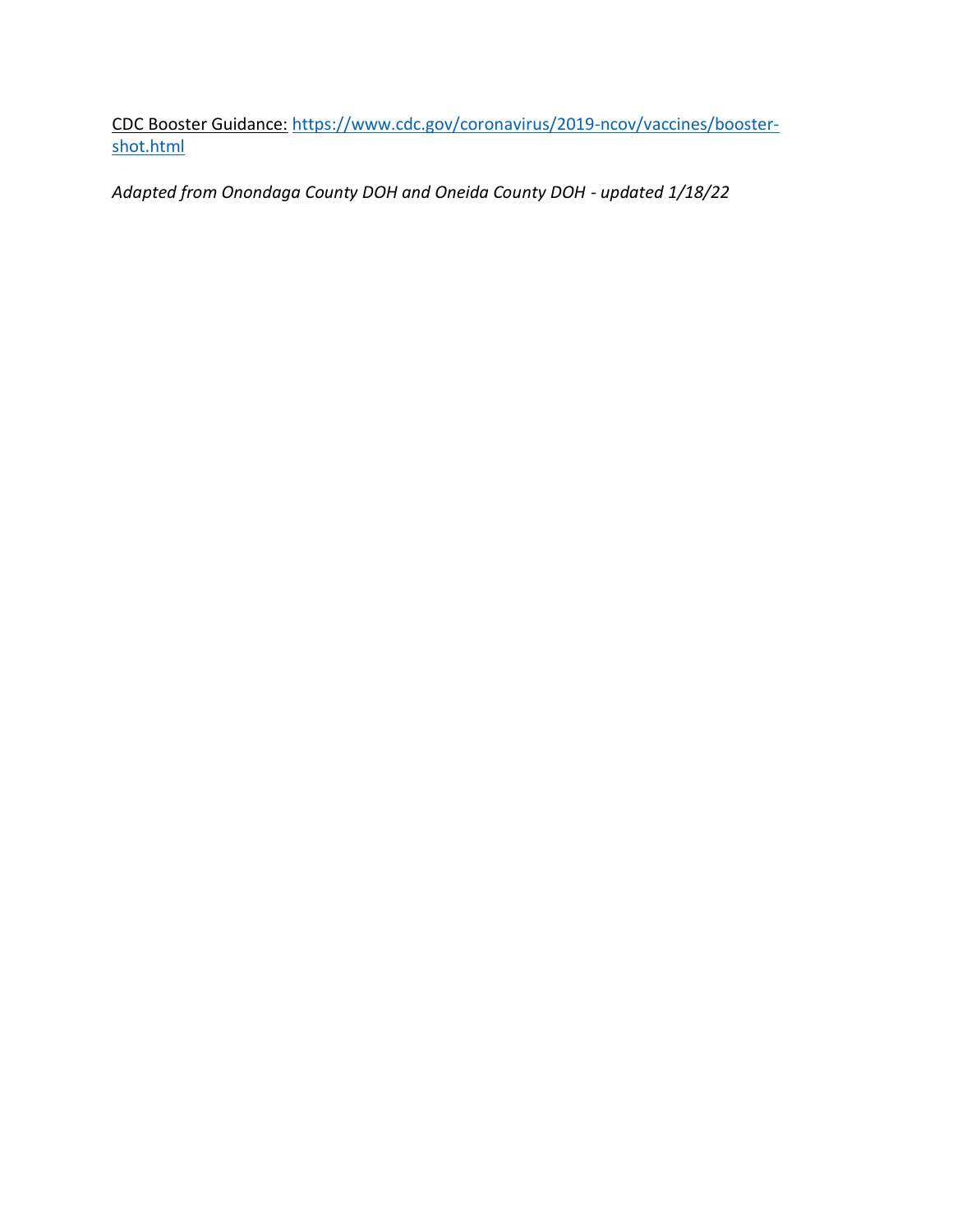<u>CDC Booster Guidance:</u> [https://www.cdc.gov/coronavirus/2019-ncov/vaccines/booster-shot.html](https://www.cdc.gov/coronavirus/2019-ncov/vaccines/booster-shot.html)

*Adapted from Onondaga County DOH and Oneida County DOH - updated 1/18/22*